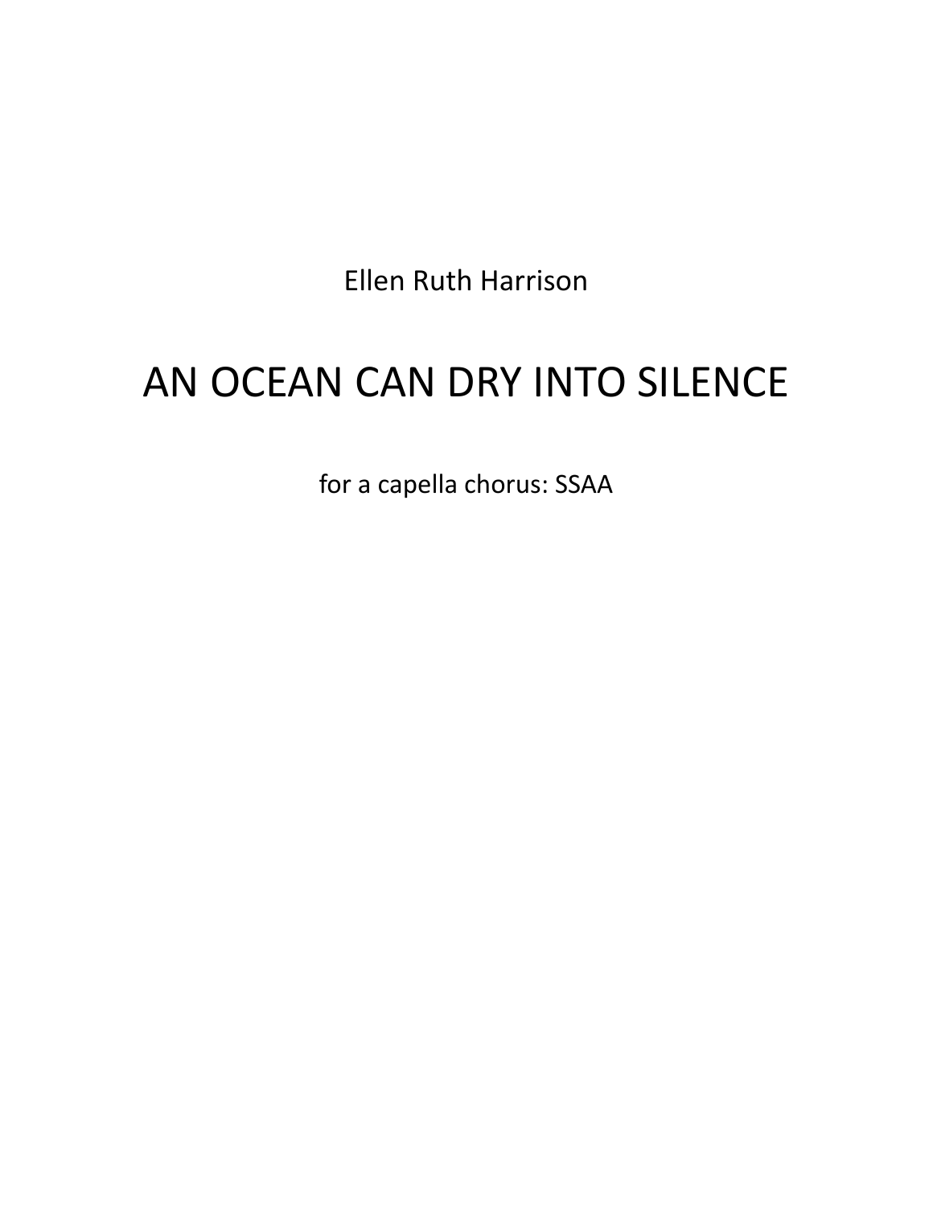Ellen Ruth Harrison

# AN OCEAN CAN DRY INTO SILENCE

for a capella chorus: SSAA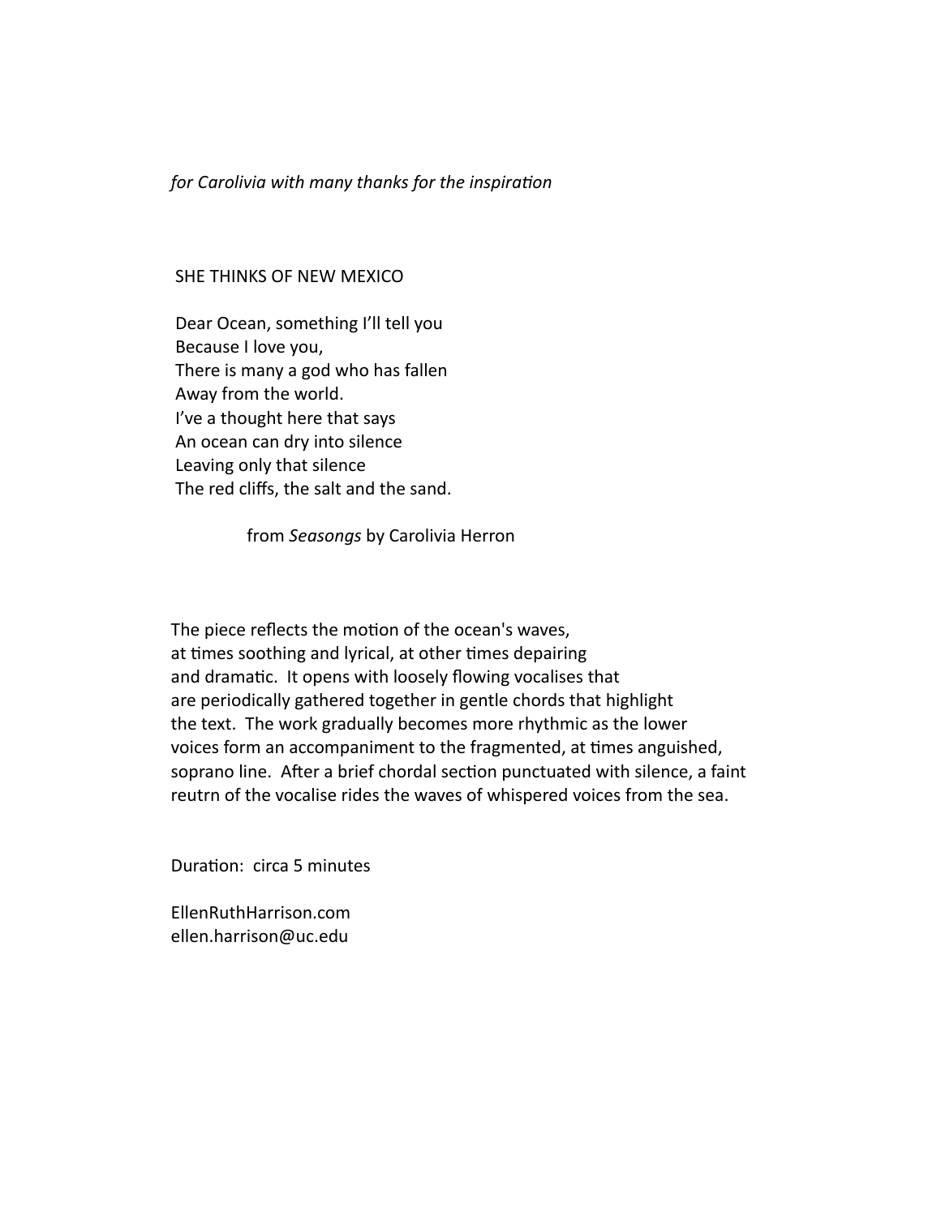*for Carolivia with many thanks for the inspiration*

SHE THINKS OF NEW MEXICO

Dear Ocean, something I'll tell you  
Because I love you,  
There is many a god who has fallen  
Away from the world.  
I've a thought here that says  
An ocean can dry into silence  
Leaving only that silence  
The red cliffs, the salt and the sand.

from *Seasongs* by Carolivia Herron

The piece reflects the motion of the ocean's waves, at times soothing and lyrical, at other times depairing and dramatic. It opens with loosely flowing vocalises that are periodically gathered together in gentle chords that highlight the text. The work gradually becomes more rhythmic as the lower voices form an accompaniment to the fragmented, at times anguished, soprano line. After a brief chordal section punctuated with silence, a faint reutrn of the vocalise rides the waves of whispered voices from the sea.

Duration: circa 5 minutes

EllenRuthHarrison.com  
ellen.harrison@uc.edu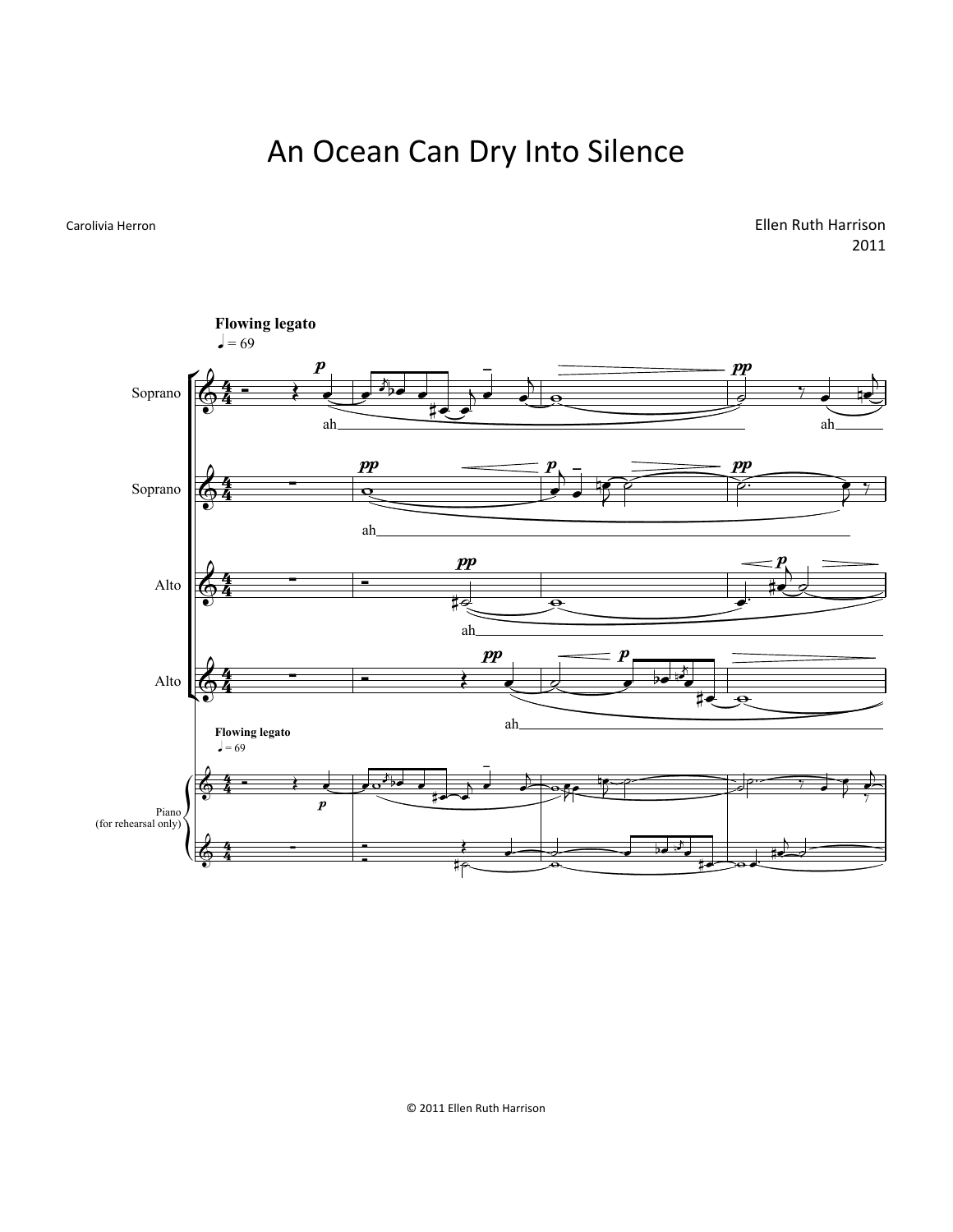# An Ocean Can Dry Into Silence

Carolivia Herron

Ellen Ruth Harrison
2011

**Flowing legato**
♩ = 69

Soprano

Soprano

Alto

Alto

Piano (for rehearsal only)

ah

© 2011 Ellen Ruth Harrison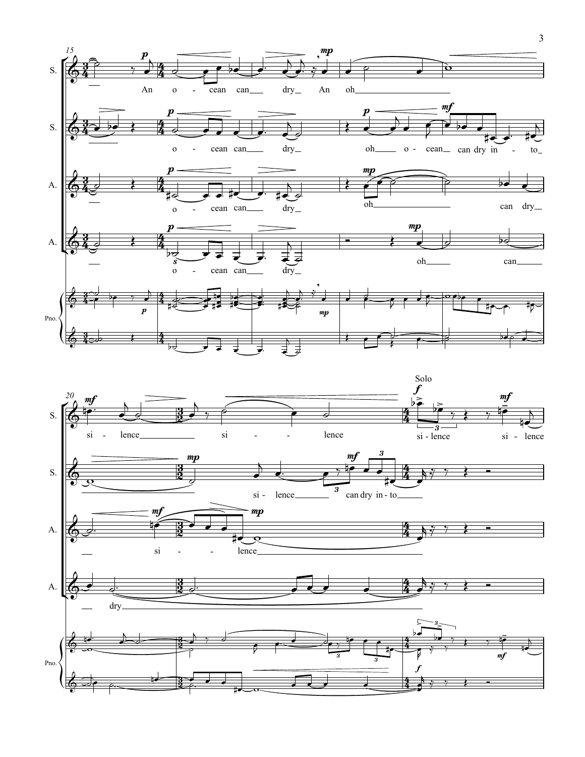S.: An o - cean can dry An oh si - lence si - lence

Solo: si - lence si - lence

S.: o - cean can dry oh o - cean can dry in - to si - lence can dry in - to

A.: o - cean can dry oh can dry si - lence

A.: o - cean can dry oh can dry

Pno.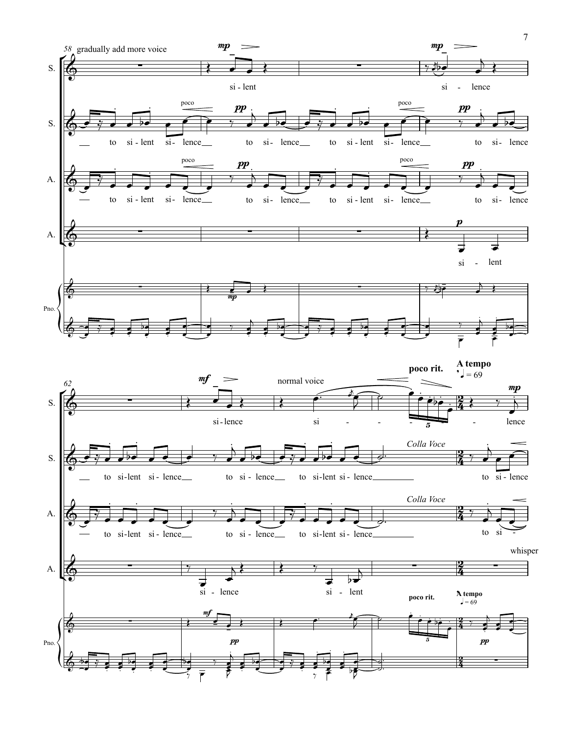58 gradually add more voice

S. — si - lent — si - lence

S. — to si - lent si - lence to si - lence to si - lent si - lence to si - lence

A. — to si - lent si - lence to si - lence to si - lent si - lence to si - lence

A. — si - lent

Pno.

62

S. — si - lence — normal voice — si - - - - lence

S. — to si - lent si - lence to si - lence to si - lent si - lence — *Colla Voce* — to si - lence

A. — to si - lent si - lence to si - lence to si - lent si - lence — *Colla Voce* — to si -

A. — si - lence si - lent — whisper

Pno.

**poco rit.**

**A tempo** ♩ = 69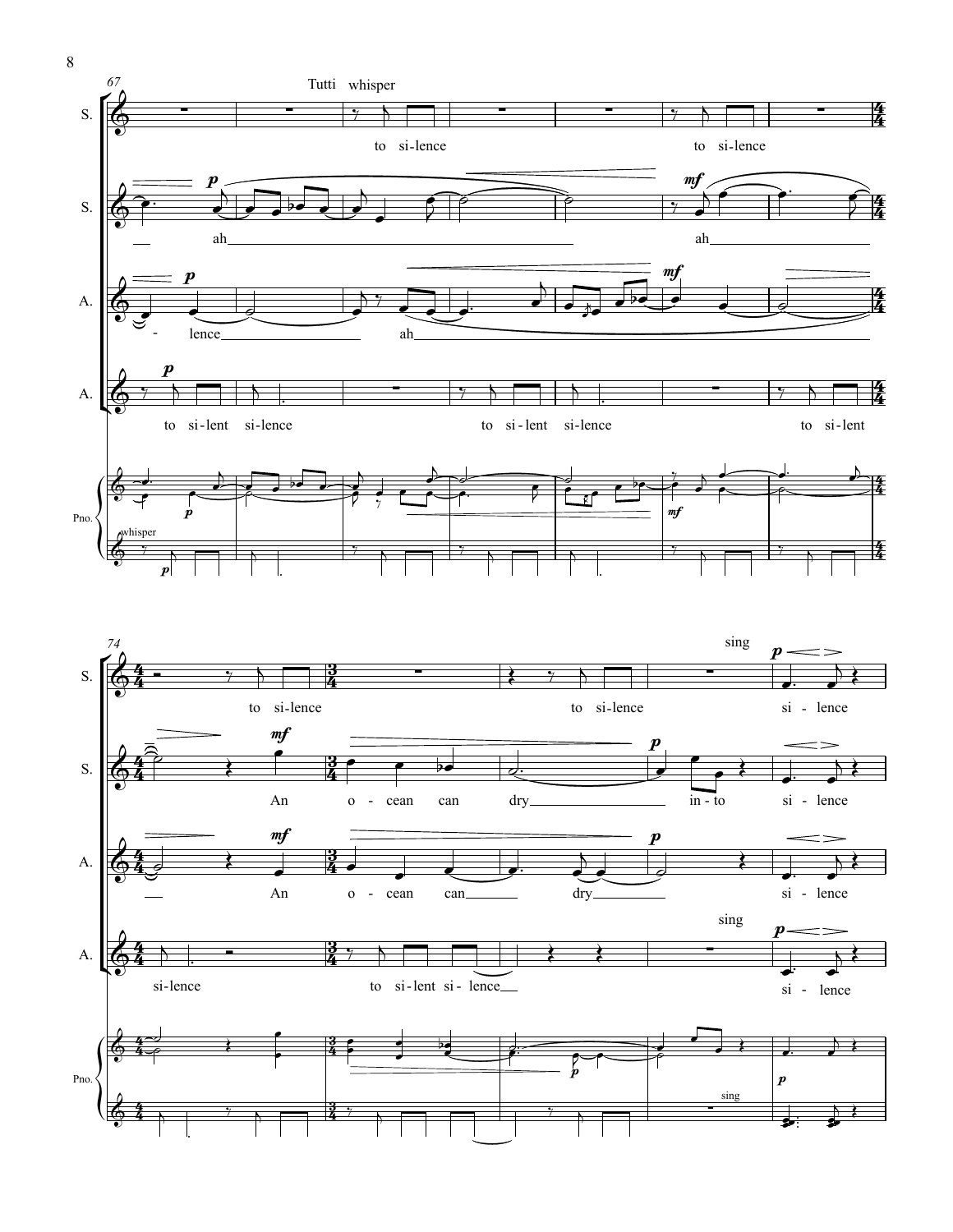**67**

Tutti whisper

S.: to si-lence — to si-lence

S.: *p* ah — *mf* ah

A.: *p* - lence — ah — *mf*

A.: *p* to si-lent si-lence — to si-lent si-lence — to si-lent

Pno.: *p* — *mf*

whisper *p*

**74**

S.: to si-lence — to si-lence — sing *p* si - lence

S.: *mf* An o - cean can dry — *p* in - to si - lence

A.: *mf* An o - cean can — dry — *p* si - lence

A.: si-lence — to si-lent si - lence — sing *p* si - lence

Pno.: *p* — sing *p*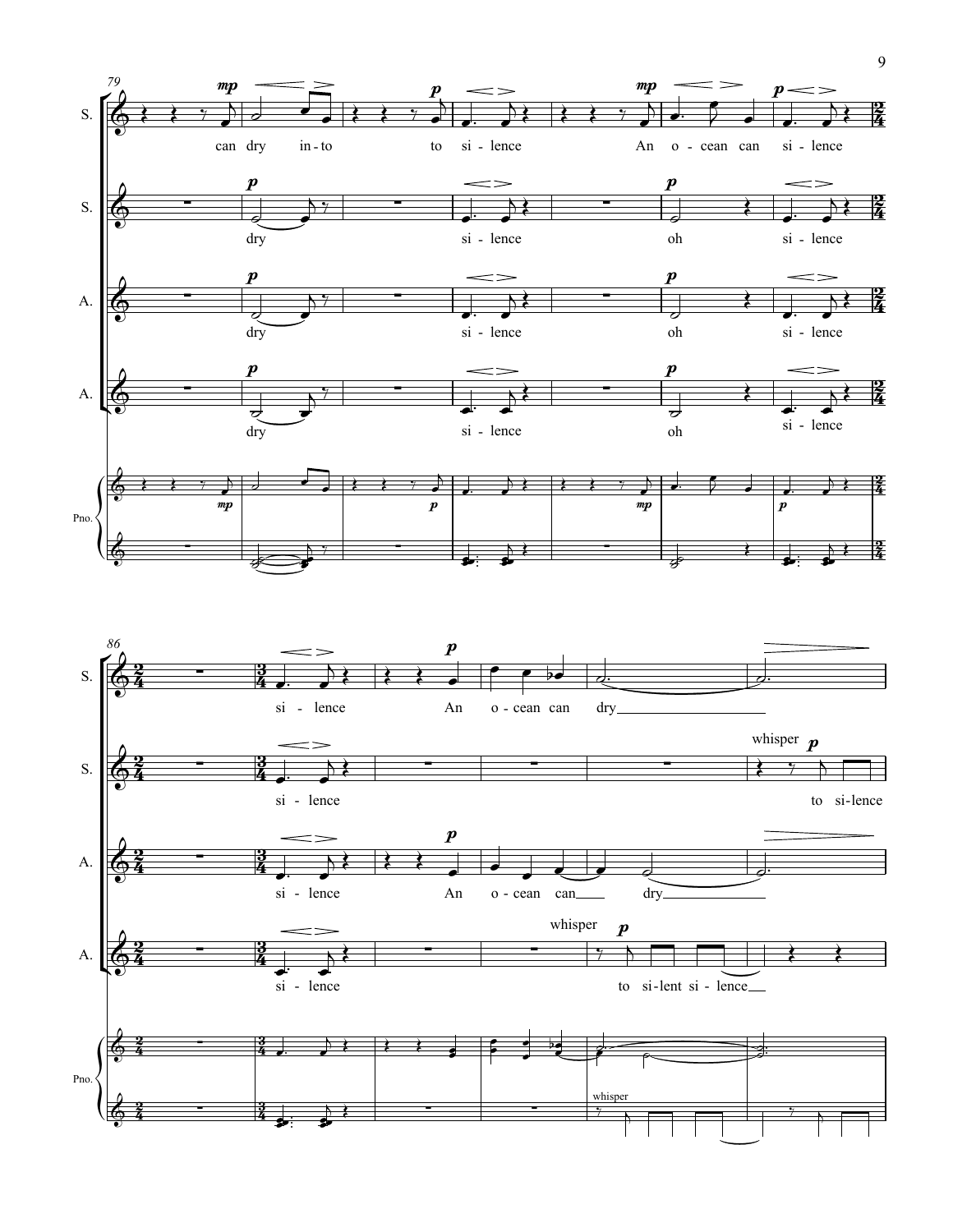79

S. — *mp* — can dry in-to to *p* si - lence An *mp* o - cean can *p* si - lence

S. — *p* dry si - lence *p* oh si - lence

A. — *p* dry si - lence *p* oh si - lence

A. — *p* dry si - lence *p* oh si - lence

Pno. — *mp* *p* *mp* *p*

86

S. — si - lence An *p* o - cean can dry

S. — si - lence whisper *p* to si-lence

A. — si - lence An *p* o - cean can dry

A. — si - lence whisper *p* to si-lent si - lence

Pno. — whisper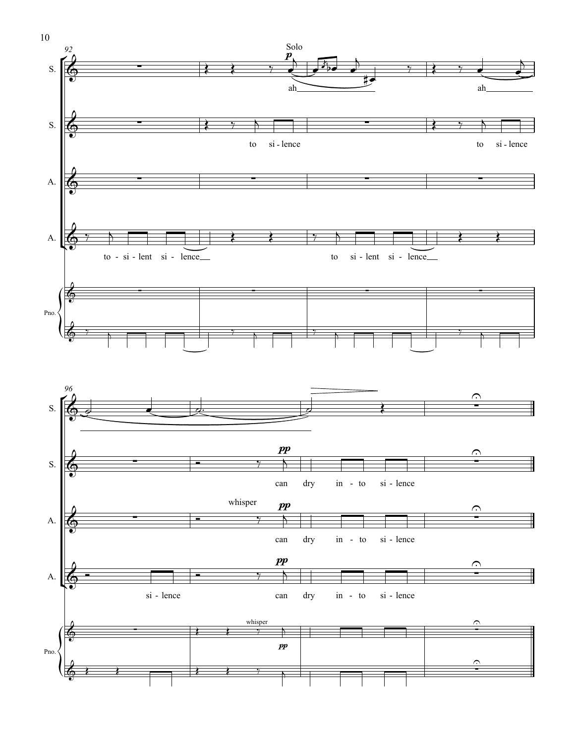92

Solo

*p*

S. ah ah

S. to si - lence to si - lence

A.

A. to - si - lent si - lence to si - lent si - lence

Pno.

96

S.

S. *pp* can dry in - to si - lence

whisper

A. *pp* can dry in - to si - lence

A. si - lence *pp* can dry in - to si - lence

whisper

Pno. *pp*